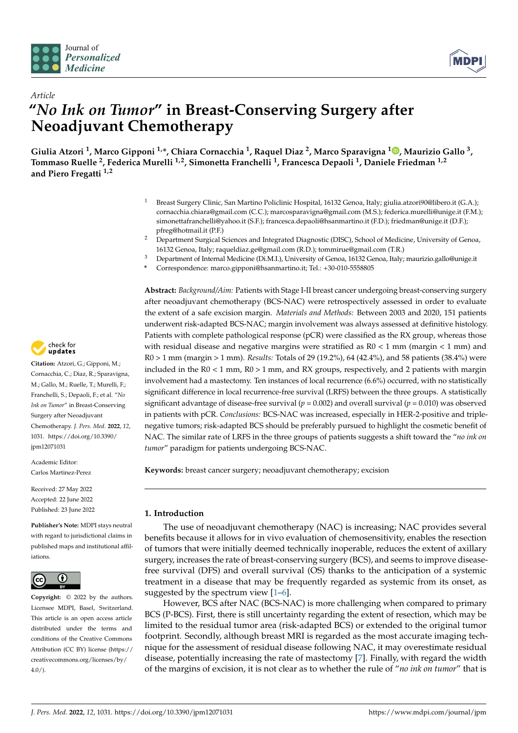*Article*

# "*No Ink on Tumor*" in Breast-Conserving Surgery after Neoadjuvant Chemotherapy

**Giulia Atzori [1], Marco Gipponi [1,*], Chiara Cornacchia [1], Raquel Diaz [2], Marco Sparavigna [1], Maurizio Gallo [3], Tommaso Ruelle [2], Federica Murelli [1,2], Simonetta Franchelli [1], Francesca Depaoli [1], Daniele Friedman [1,2] and Piero Fregatti [1,2]**

[1] Breast Surgery Clinic, San Martino Policlinic Hospital, 16132 Genoa, Italy; giulia.atzori90@libero.it (G.A.); cornacchia.chiara@gmail.com (C.C.); marcosparavigna@gmail.com (M.S.); federica.murelli@unige.it (F.M.); simonettafranchelli@yahoo.it (S.F.); francesca.depaoli@hsanmartino.it (F.D.); friedman@unige.it (D.F.); pfreg@hotmail.it (P.F.)

[2] Department Surgical Sciences and Integrated Diagnostic (DISC), School of Medicine, University of Genoa, 16132 Genoa, Italy; raqueldiaz.ge@gmail.com (R.D.); tommirue@gmail.com (T.R.)

[3] Department of Internal Medicine (Di.M.I.), University of Genoa, 16132 Genoa, Italy; maurizio.gallo@unige.it

\* Correspondence: marco.gipponi@hsanmartino.it; Tel.: +30-010-5558805

**Abstract:** *Background/Aim:* Patients with Stage I-II breast cancer undergoing breast-conserving surgery after neoadjuvant chemotherapy (BCS-NAC) were retrospectively assessed in order to evaluate the extent of a safe excision margin. *Materials and Methods:* Between 2003 and 2020, 151 patients underwent risk-adapted BCS-NAC; margin involvement was always assessed at definitive histology. Patients with complete pathological response (pCR) were classified as the RX group, whereas those with residual disease and negative margins were stratified as R0 < 1 mm (margin < 1 mm) and R0 > 1 mm (margin > 1 mm). *Results:* Totals of 29 (19.2%), 64 (42.4%), and 58 patients (38.4%) were included in the R0 < 1 mm, R0 > 1 mm, and RX groups, respectively, and 2 patients with margin involvement had a mastectomy. Ten instances of local recurrence (6.6%) occurred, with no statistically significant difference in local recurrence-free survival (LRFS) between the three groups. A statistically significant advantage of disease-free survival ($p$ = 0.002) and overall survival ($p$ = 0.010) was observed in patients with pCR. *Conclusions:* BCS-NAC was increased, especially in HER-2-positive and triple-negative tumors; risk-adapted BCS should be preferably pursued to highlight the cosmetic benefit of NAC. The similar rate of LRFS in the three groups of patients suggests a shift toward the "*no ink on tumor*" paradigm for patients undergoing BCS-NAC.

**Keywords:** breast cancer surgery; neoadjuvant chemotherapy; excision

**Citation:** Atzori, G.; Gipponi, M.; Cornacchia, C.; Diaz, R.; Sparavigna, M.; Gallo, M.; Ruelle, T.; Murelli, F.; Franchelli, S.; Depaoli, F.; et al. "*No Ink on Tumor*" in Breast-Conserving Surgery after Neoadjuvant Chemotherapy. *J. Pers. Med.* **2022**, *12*, 1031. https://doi.org/10.3390/jpm12071031

Academic Editor: Carlos Martinez-Perez

Received: 27 May 2022
Accepted: 22 June 2022
Published: 23 June 2022

**Publisher's Note:** MDPI stays neutral with regard to jurisdictional claims in published maps and institutional affiliations.

**Copyright:** © 2022 by the authors. Licensee MDPI, Basel, Switzerland. This article is an open access article distributed under the terms and conditions of the Creative Commons Attribution (CC BY) license (https://creativecommons.org/licenses/by/4.0/).

## 1. Introduction

The use of neoadjuvant chemotherapy (NAC) is increasing; NAC provides several benefits because it allows for in vivo evaluation of chemosensitivity, enables the resection of tumors that were initially deemed technically inoperable, reduces the extent of axillary surgery, increases the rate of breast-conserving surgery (BCS), and seems to improve disease-free survival (DFS) and overall survival (OS) thanks to the anticipation of a systemic treatment in a disease that may be frequently regarded as systemic from its onset, as suggested by the spectrum view [1–6].

However, BCS after NAC (BCS-NAC) is more challenging when compared to primary BCS (P-BCS). First, there is still uncertainty regarding the extent of resection, which may be limited to the residual tumor area (risk-adapted BCS) or extended to the original tumor footprint. Secondly, although breast MRI is regarded as the most accurate imaging technique for the assessment of residual disease following NAC, it may overestimate residual disease, potentially increasing the rate of mastectomy [7]. Finally, with regard the width of the margins of excision, it is not clear as to whether the rule of "*no ink on tumor*" that is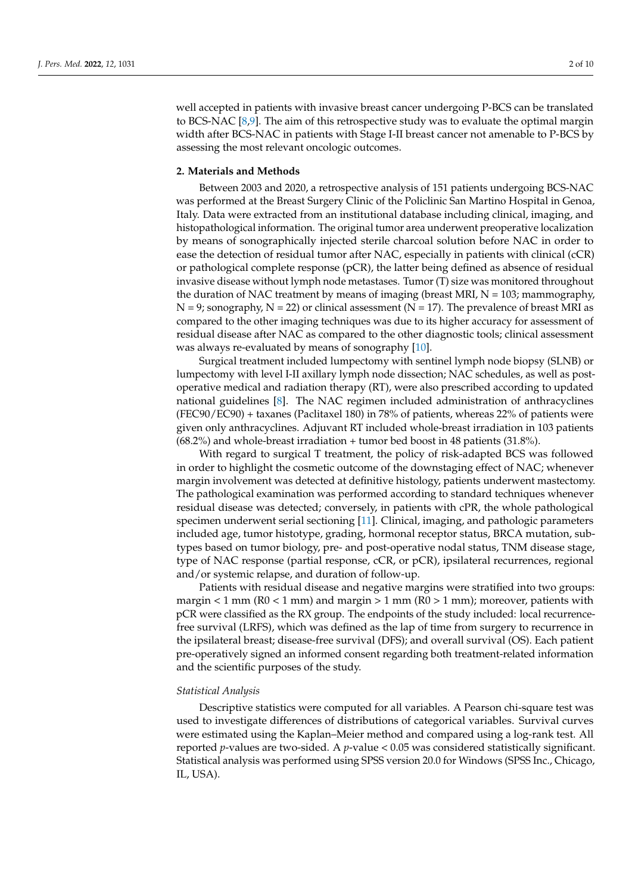well accepted in patients with invasive breast cancer undergoing P-BCS can be translated to BCS-NAC [8,9]. The aim of this retrospective study was to evaluate the optimal margin width after BCS-NAC in patients with Stage I-II breast cancer not amenable to P-BCS by assessing the most relevant oncologic outcomes.

## 2. Materials and Methods

Between 2003 and 2020, a retrospective analysis of 151 patients undergoing BCS-NAC was performed at the Breast Surgery Clinic of the Policlinic San Martino Hospital in Genoa, Italy. Data were extracted from an institutional database including clinical, imaging, and histopathological information. The original tumor area underwent preoperative localization by means of sonographically injected sterile charcoal solution before NAC in order to ease the detection of residual tumor after NAC, especially in patients with clinical (cCR) or pathological complete response (pCR), the latter being defined as absence of residual invasive disease without lymph node metastases. Tumor (T) size was monitored throughout the duration of NAC treatment by means of imaging (breast MRI, N = 103; mammography, N = 9; sonography, N = 22) or clinical assessment (N = 17). The prevalence of breast MRI as compared to the other imaging techniques was due to its higher accuracy for assessment of residual disease after NAC as compared to the other diagnostic tools; clinical assessment was always re-evaluated by means of sonography [10].

Surgical treatment included lumpectomy with sentinel lymph node biopsy (SLNB) or lumpectomy with level I-II axillary lymph node dissection; NAC schedules, as well as post-operative medical and radiation therapy (RT), were also prescribed according to updated national guidelines [8]. The NAC regimen included administration of anthracyclines (FEC90/EC90) + taxanes (Paclitaxel 180) in 78% of patients, whereas 22% of patients were given only anthracyclines. Adjuvant RT included whole-breast irradiation in 103 patients (68.2%) and whole-breast irradiation + tumor bed boost in 48 patients (31.8%).

With regard to surgical T treatment, the policy of risk-adapted BCS was followed in order to highlight the cosmetic outcome of the downstaging effect of NAC; whenever margin involvement was detected at definitive histology, patients underwent mastectomy. The pathological examination was performed according to standard techniques whenever residual disease was detected; conversely, in patients with cPR, the whole pathological specimen underwent serial sectioning [11]. Clinical, imaging, and pathologic parameters included age, tumor histotype, grading, hormonal receptor status, BRCA mutation, subtypes based on tumor biology, pre- and post-operative nodal status, TNM disease stage, type of NAC response (partial response, cCR, or pCR), ipsilateral recurrences, regional and/or systemic relapse, and duration of follow-up.

Patients with residual disease and negative margins were stratified into two groups: margin < 1 mm (R0 < 1 mm) and margin > 1 mm (R0 > 1 mm); moreover, patients with pCR were classified as the RX group. The endpoints of the study included: local recurrence-free survival (LRFS), which was defined as the lap of time from surgery to recurrence in the ipsilateral breast; disease-free survival (DFS); and overall survival (OS). Each patient pre-operatively signed an informed consent regarding both treatment-related information and the scientific purposes of the study.

### *Statistical Analysis*

Descriptive statistics were computed for all variables. A Pearson chi-square test was used to investigate differences of distributions of categorical variables. Survival curves were estimated using the Kaplan–Meier method and compared using a log-rank test. All reported *p*-values are two-sided. A *p*-value < 0.05 was considered statistically significant. Statistical analysis was performed using SPSS version 20.0 for Windows (SPSS Inc., Chicago, IL, USA).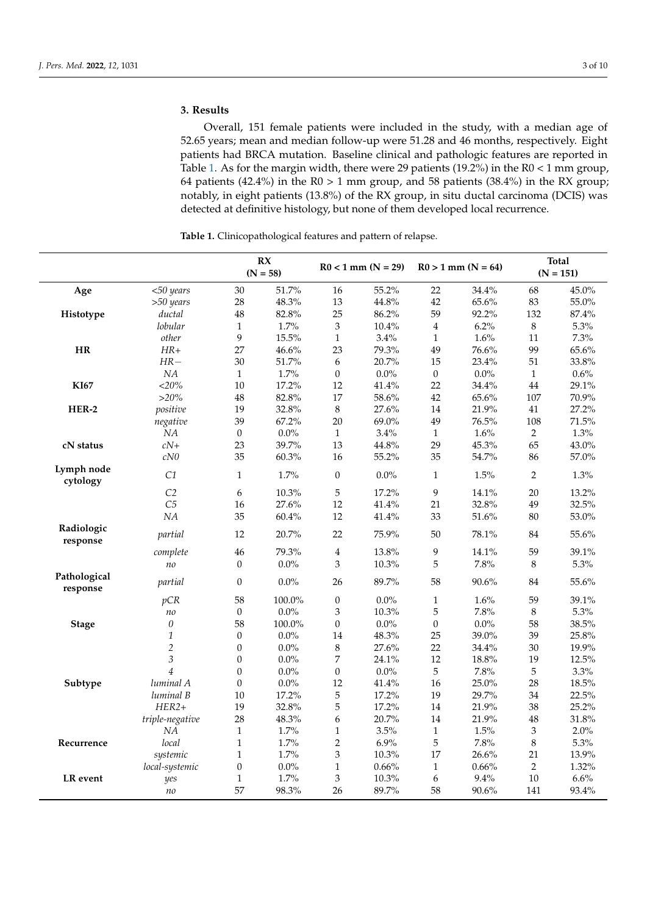## 3. Results

Overall, 151 female patients were included in the study, with a median age of 52.65 years; mean and median follow-up were 51.28 and 46 months, respectively. Eight patients had BRCA mutation. Baseline clinical and pathologic features are reported in Table 1. As for the margin width, there were 29 patients (19.2%) in the R0 < 1 mm group, 64 patients (42.4%) in the R0 > 1 mm group, and 58 patients (38.4%) in the RX group; notably, in eight patients (13.8%) of the RX group, in situ ductal carcinoma (DCIS) was detected at definitive histology, but none of them developed local recurrence.

**Table 1.** Clinicopathological features and pattern of relapse.

| | | RX (N = 58) | | R0 < 1 mm (N = 29) | | R0 > 1 mm (N = 64) | | Total (N = 151) | |
|---|---|---|---|---|---|---|---|---|---|
| **Age** | *<50 years* | 30 | 51.7% | 16 | 55.2% | 22 | 34.4% | 68 | 45.0% |
| | *>50 years* | 28 | 48.3% | 13 | 44.8% | 42 | 65.6% | 83 | 55.0% |
| **Histotype** | *ductal* | 48 | 82.8% | 25 | 86.2% | 59 | 92.2% | 132 | 87.4% |
| | *lobular* | 1 | 1.7% | 3 | 10.4% | 4 | 6.2% | 8 | 5.3% |
| | *other* | 9 | 15.5% | 1 | 3.4% | 1 | 1.6% | 11 | 7.3% |
| **HR** | *HR+* | 27 | 46.6% | 23 | 79.3% | 49 | 76.6% | 99 | 65.6% |
| | *HR−* | 30 | 51.7% | 6 | 20.7% | 15 | 23.4% | 51 | 33.8% |
| | *NA* | 1 | 1.7% | 0 | 0.0% | 0 | 0.0% | 1 | 0.6% |
| **KI67** | *<20%* | 10 | 17.2% | 12 | 41.4% | 22 | 34.4% | 44 | 29.1% |
| | *>20%* | 48 | 82.8% | 17 | 58.6% | 42 | 65.6% | 107 | 70.9% |
| **HER-2** | *positive* | 19 | 32.8% | 8 | 27.6% | 14 | 21.9% | 41 | 27.2% |
| | *negative* | 39 | 67.2% | 20 | 69.0% | 49 | 76.5% | 108 | 71.5% |
| | *NA* | 0 | 0.0% | 1 | 3.4% | 1 | 1.6% | 2 | 1.3% |
| **cN status** | *cN+* | 23 | 39.7% | 13 | 44.8% | 29 | 45.3% | 65 | 43.0% |
| | *cN0* | 35 | 60.3% | 16 | 55.2% | 35 | 54.7% | 86 | 57.0% |
| **Lymph node cytology** | *C1* | 1 | 1.7% | 0 | 0.0% | 1 | 1.5% | 2 | 1.3% |
| | *C2* | 6 | 10.3% | 5 | 17.2% | 9 | 14.1% | 20 | 13.2% |
| | *C5* | 16 | 27.6% | 12 | 41.4% | 21 | 32.8% | 49 | 32.5% |
| | *NA* | 35 | 60.4% | 12 | 41.4% | 33 | 51.6% | 80 | 53.0% |
| **Radiologic response** | *partial* | 12 | 20.7% | 22 | 75.9% | 50 | 78.1% | 84 | 55.6% |
| | *complete* | 46 | 79.3% | 4 | 13.8% | 9 | 14.1% | 59 | 39.1% |
| | *no* | 0 | 0.0% | 3 | 10.3% | 5 | 7.8% | 8 | 5.3% |
| **Pathological response** | *partial* | 0 | 0.0% | 26 | 89.7% | 58 | 90.6% | 84 | 55.6% |
| | *pCR* | 58 | 100.0% | 0 | 0.0% | 1 | 1.6% | 59 | 39.1% |
| | *no* | 0 | 0.0% | 3 | 10.3% | 5 | 7.8% | 8 | 5.3% |
| **Stage** | *0* | 58 | 100.0% | 0 | 0.0% | 0 | 0.0% | 58 | 38.5% |
| | *1* | 0 | 0.0% | 14 | 48.3% | 25 | 39.0% | 39 | 25.8% |
| | *2* | 0 | 0.0% | 8 | 27.6% | 22 | 34.4% | 30 | 19.9% |
| | *3* | 0 | 0.0% | 7 | 24.1% | 12 | 18.8% | 19 | 12.5% |
| | *4* | 0 | 0.0% | 0 | 0.0% | 5 | 7.8% | 5 | 3.3% |
| **Subtype** | *luminal A* | 0 | 0.0% | 12 | 41.4% | 16 | 25.0% | 28 | 18.5% |
| | *luminal B* | 10 | 17.2% | 5 | 17.2% | 19 | 29.7% | 34 | 22.5% |
| | *HER2+* | 19 | 32.8% | 5 | 17.2% | 14 | 21.9% | 38 | 25.2% |
| | *triple-negative* | 28 | 48.3% | 6 | 20.7% | 14 | 21.9% | 48 | 31.8% |
| | *NA* | 1 | 1.7% | 1 | 3.5% | 1 | 1.5% | 3 | 2.0% |
| **Recurrence** | *local* | 1 | 1.7% | 2 | 6.9% | 5 | 7.8% | 8 | 5.3% |
| | *systemic* | 1 | 1.7% | 3 | 10.3% | 17 | 26.6% | 21 | 13.9% |
| | *local-systemic* | 0 | 0.0% | 1 | 0.66% | 1 | 0.66% | 2 | 1.32% |
| **LR event** | *yes* | 1 | 1.7% | 3 | 10.3% | 6 | 9.4% | 10 | 6.6% |
| | *no* | 57 | 98.3% | 26 | 89.7% | 58 | 90.6% | 141 | 93.4% |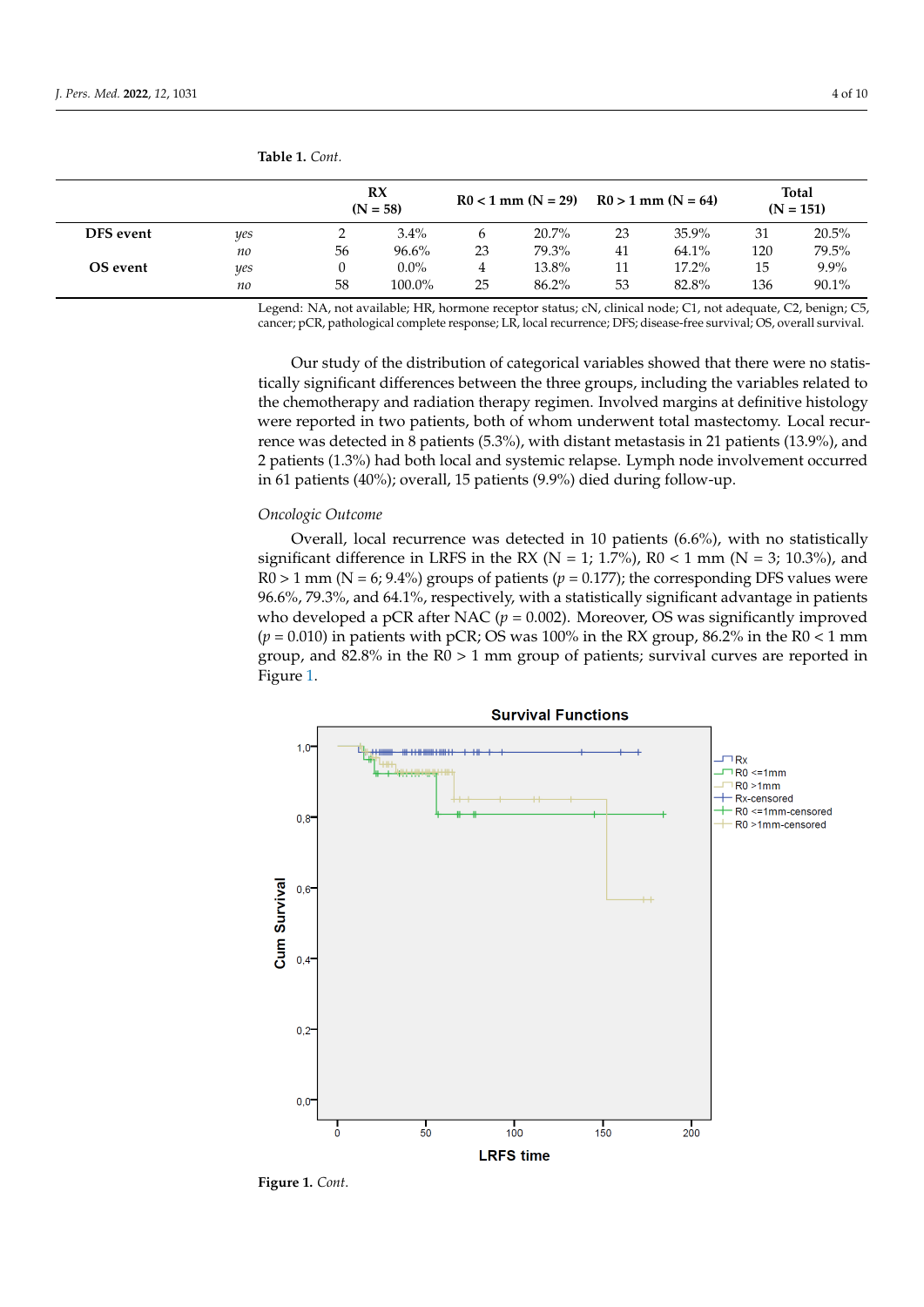**Table 1.** *Cont.*

| | | RX (N = 58) | | R0 < 1 mm (N = 29) | | R0 > 1 mm (N = 64) | | Total (N = 151) | |
|---|---|---|---|---|---|---|---|---|---|
| **DFS event** | *yes* | 2 | 3.4% | 6 | 20.7% | 23 | 35.9% | 31 | 20.5% |
| | *no* | 56 | 96.6% | 23 | 79.3% | 41 | 64.1% | 120 | 79.5% |
| **OS event** | *yes* | 0 | 0.0% | 4 | 13.8% | 11 | 17.2% | 15 | 9.9% |
| | *no* | 58 | 100.0% | 25 | 86.2% | 53 | 82.8% | 136 | 90.1% |

Legend: NA, not available; HR, hormone receptor status; cN, clinical node; C1, not adequate, C2, benign; C5, cancer; pCR, pathological complete response; LR, local recurrence; DFS; disease-free survival; OS, overall survival.

Our study of the distribution of categorical variables showed that there were no statistically significant differences between the three groups, including the variables related to the chemotherapy and radiation therapy regimen. Involved margins at definitive histology were reported in two patients, both of whom underwent total mastectomy. Local recurrence was detected in 8 patients (5.3%), with distant metastasis in 21 patients (13.9%), and 2 patients (1.3%) had both local and systemic relapse. Lymph node involvement occurred in 61 patients (40%); overall, 15 patients (9.9%) died during follow-up.

*Oncologic Outcome*

Overall, local recurrence was detected in 10 patients (6.6%), with no statistically significant difference in LRFS in the RX (N = 1; 1.7%), R0 < 1 mm (N = 3; 10.3%), and R0 > 1 mm (N = 6; 9.4%) groups of patients ($p = 0.177$); the corresponding DFS values were 96.6%, 79.3%, and 64.1%, respectively, with a statistically significant advantage in patients who developed a pCR after NAC ($p = 0.002$). Moreover, OS was significantly improved ($p = 0.010$) in patients with pCR; OS was 100% in the RX group, 86.2% in the R0 < 1 mm group, and 82.8% in the R0 > 1 mm group of patients; survival curves are reported in Figure 1.

**Figure 1.** *Cont.*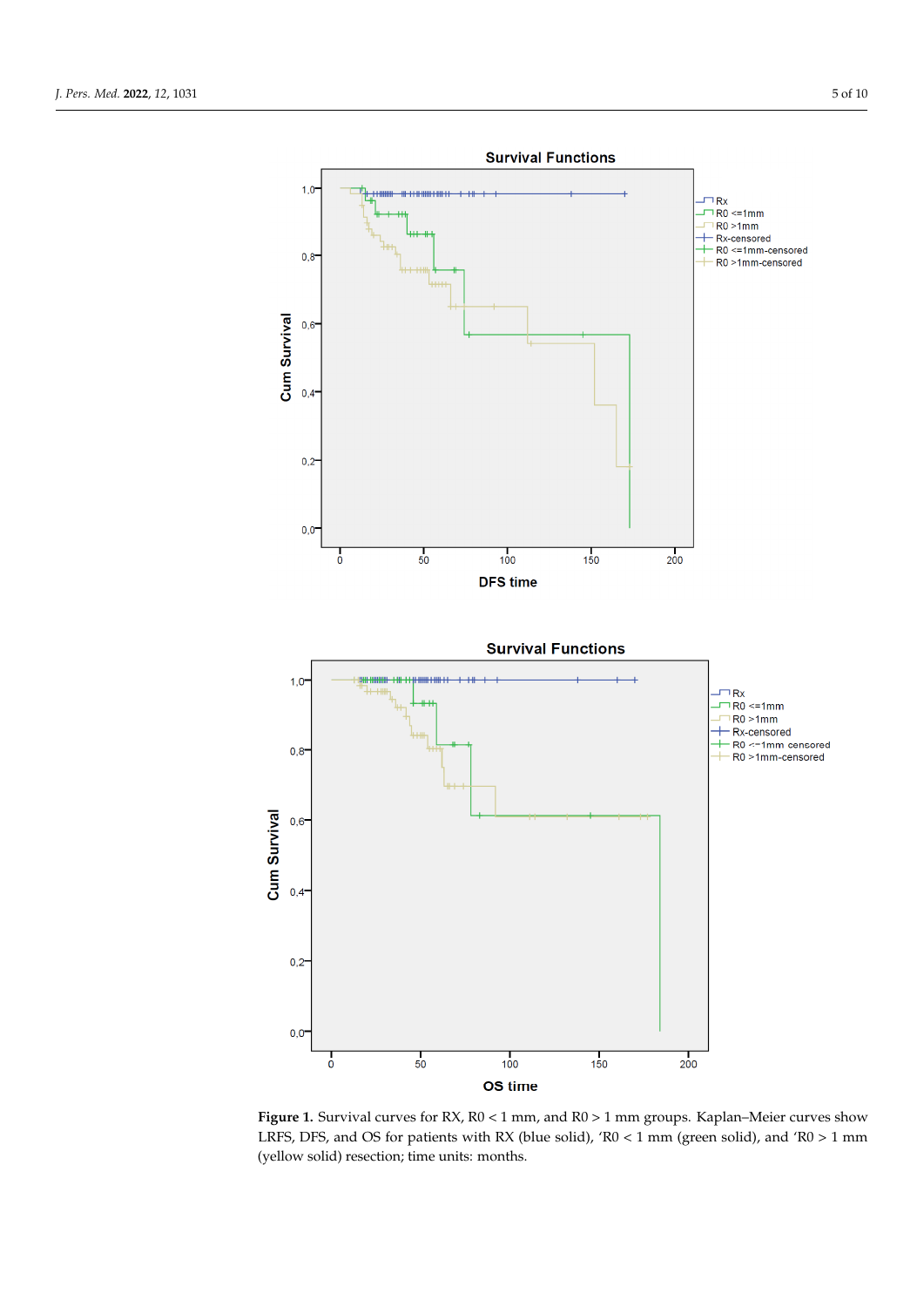**Figure 1.** Survival curves for RX, R0 < 1 mm, and R0 > 1 mm groups. Kaplan–Meier curves show LRFS, DFS, and OS for patients with RX (blue solid), 'R0 < 1 mm (green solid), and 'R0 > 1 mm (yellow solid) resection; time units: months.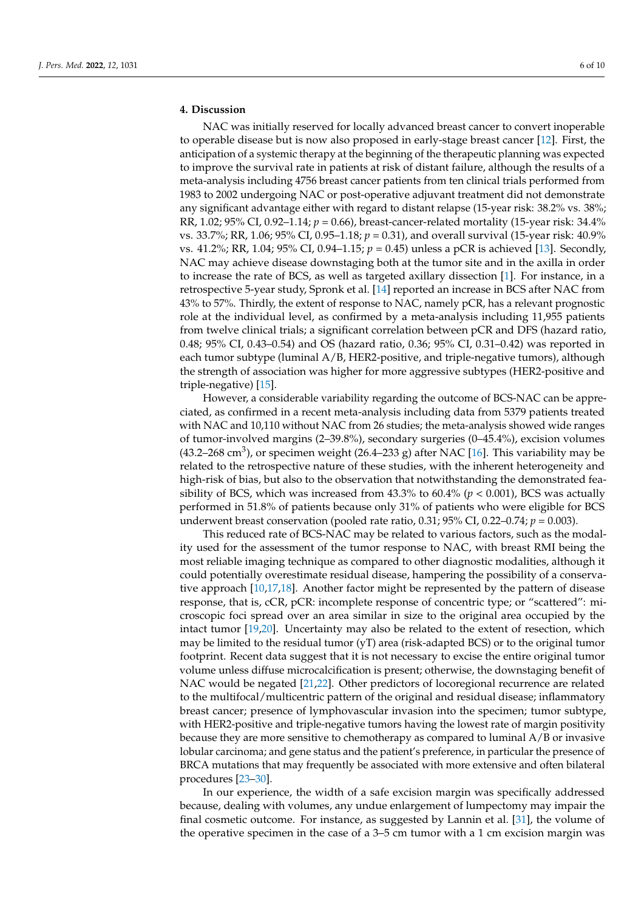## 4. Discussion

NAC was initially reserved for locally advanced breast cancer to convert inoperable to operable disease but is now also proposed in early-stage breast cancer [12]. First, the anticipation of a systemic therapy at the beginning of the therapeutic planning was expected to improve the survival rate in patients at risk of distant failure, although the results of a meta-analysis including 4756 breast cancer patients from ten clinical trials performed from 1983 to 2002 undergoing NAC or post-operative adjuvant treatment did not demonstrate any significant advantage either with regard to distant relapse (15-year risk: 38.2% vs. 38%; RR, 1.02; 95% CI, 0.92–1.14; $p = 0.66$), breast-cancer-related mortality (15-year risk: 34.4% vs. 33.7%; RR, 1.06; 95% CI, 0.95–1.18; $p = 0.31$), and overall survival (15-year risk: 40.9% vs. 41.2%; RR, 1.04; 95% CI, 0.94–1.15; $p = 0.45$) unless a pCR is achieved [13]. Secondly, NAC may achieve disease downstaging both at the tumor site and in the axilla in order to increase the rate of BCS, as well as targeted axillary dissection [1]. For instance, in a retrospective 5-year study, Spronk et al. [14] reported an increase in BCS after NAC from 43% to 57%. Thirdly, the extent of response to NAC, namely pCR, has a relevant prognostic role at the individual level, as confirmed by a meta-analysis including 11,955 patients from twelve clinical trials; a significant correlation between pCR and DFS (hazard ratio, 0.48; 95% CI, 0.43–0.54) and OS (hazard ratio, 0.36; 95% CI, 0.31–0.42) was reported in each tumor subtype (luminal A/B, HER2-positive, and triple-negative tumors), although the strength of association was higher for more aggressive subtypes (HER2-positive and triple-negative) [15].

However, a considerable variability regarding the outcome of BCS-NAC can be appreciated, as confirmed in a recent meta-analysis including data from 5379 patients treated with NAC and 10,110 without NAC from 26 studies; the meta-analysis showed wide ranges of tumor-involved margins (2–39.8%), secondary surgeries (0–45.4%), excision volumes (43.2–268 $cm^3$), or specimen weight (26.4–233 g) after NAC [16]. This variability may be related to the retrospective nature of these studies, with the inherent heterogeneity and high-risk of bias, but also to the observation that notwithstanding the demonstrated feasibility of BCS, which was increased from 43.3% to 60.4% ($p < 0.001$), BCS was actually performed in 51.8% of patients because only 31% of patients who were eligible for BCS underwent breast conservation (pooled rate ratio, 0.31; 95% CI, 0.22–0.74; $p = 0.003$).

This reduced rate of BCS-NAC may be related to various factors, such as the modality used for the assessment of the tumor response to NAC, with breast RMI being the most reliable imaging technique as compared to other diagnostic modalities, although it could potentially overestimate residual disease, hampering the possibility of a conservative approach [10,17,18]. Another factor might be represented by the pattern of disease response, that is, cCR, pCR: incomplete response of concentric type; or "scattered": microscopic foci spread over an area similar in size to the original area occupied by the intact tumor [19,20]. Uncertainty may also be related to the extent of resection, which may be limited to the residual tumor (yT) area (risk-adapted BCS) or to the original tumor footprint. Recent data suggest that it is not necessary to excise the entire original tumor volume unless diffuse microcalcification is present; otherwise, the downstaging benefit of NAC would be negated [21,22]. Other predictors of locoregional recurrence are related to the multifocal/multicentric pattern of the original and residual disease; inflammatory breast cancer; presence of lymphovascular invasion into the specimen; tumor subtype, with HER2-positive and triple-negative tumors having the lowest rate of margin positivity because they are more sensitive to chemotherapy as compared to luminal A/B or invasive lobular carcinoma; and gene status and the patient's preference, in particular the presence of BRCA mutations that may frequently be associated with more extensive and often bilateral procedures [23–30].

In our experience, the width of a safe excision margin was specifically addressed because, dealing with volumes, any undue enlargement of lumpectomy may impair the final cosmetic outcome. For instance, as suggested by Lannin et al. [31], the volume of the operative specimen in the case of a 3–5 cm tumor with a 1 cm excision margin was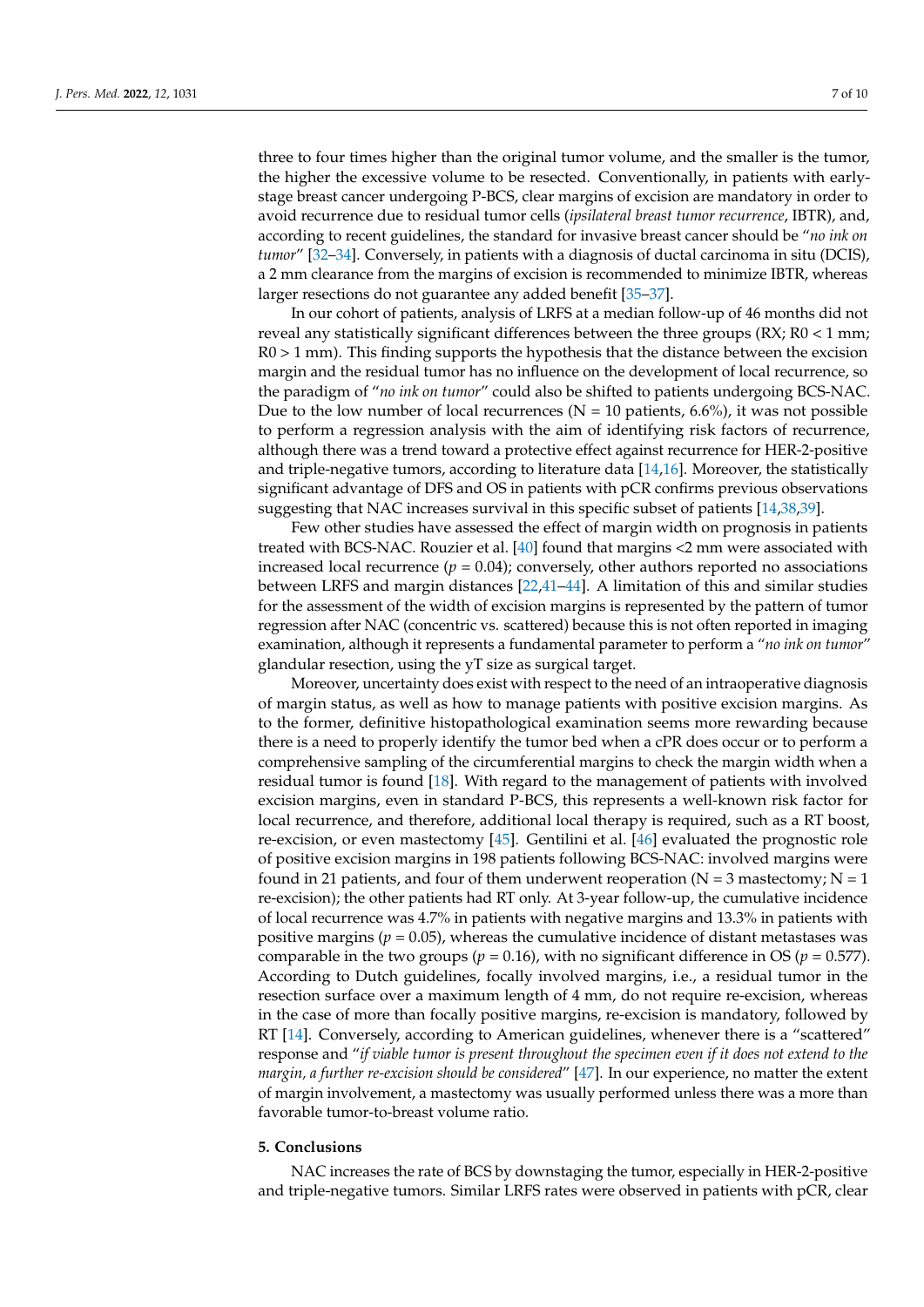three to four times higher than the original tumor volume, and the smaller is the tumor, the higher the excessive volume to be resected. Conventionally, in patients with early-stage breast cancer undergoing P-BCS, clear margins of excision are mandatory in order to avoid recurrence due to residual tumor cells (*ipsilateral breast tumor recurrence*, IBTR), and, according to recent guidelines, the standard for invasive breast cancer should be "*no ink on tumor*" [32–34]. Conversely, in patients with a diagnosis of ductal carcinoma in situ (DCIS), a 2 mm clearance from the margins of excision is recommended to minimize IBTR, whereas larger resections do not guarantee any added benefit [35–37].

In our cohort of patients, analysis of LRFS at a median follow-up of 46 months did not reveal any statistically significant differences between the three groups (RX; R0 < 1 mm; R0 > 1 mm). This finding supports the hypothesis that the distance between the excision margin and the residual tumor has no influence on the development of local recurrence, so the paradigm of "*no ink on tumor*" could also be shifted to patients undergoing BCS-NAC. Due to the low number of local recurrences (N = 10 patients, 6.6%), it was not possible to perform a regression analysis with the aim of identifying risk factors of recurrence, although there was a trend toward a protective effect against recurrence for HER-2-positive and triple-negative tumors, according to literature data [14,16]. Moreover, the statistically significant advantage of DFS and OS in patients with pCR confirms previous observations suggesting that NAC increases survival in this specific subset of patients [14,38,39].

Few other studies have assessed the effect of margin width on prognosis in patients treated with BCS-NAC. Rouzier et al. [40] found that margins <2 mm were associated with increased local recurrence ($p = 0.04$); conversely, other authors reported no associations between LRFS and margin distances [22,41–44]. A limitation of this and similar studies for the assessment of the width of excision margins is represented by the pattern of tumor regression after NAC (concentric vs. scattered) because this is not often reported in imaging examination, although it represents a fundamental parameter to perform a "*no ink on tumor*" glandular resection, using the yT size as surgical target.

Moreover, uncertainty does exist with respect to the need of an intraoperative diagnosis of margin status, as well as how to manage patients with positive excision margins. As to the former, definitive histopathological examination seems more rewarding because there is a need to properly identify the tumor bed when a cPR does occur or to perform a comprehensive sampling of the circumferential margins to check the margin width when a residual tumor is found [18]. With regard to the management of patients with involved excision margins, even in standard P-BCS, this represents a well-known risk factor for local recurrence, and therefore, additional local therapy is required, such as a RT boost, re-excision, or even mastectomy [45]. Gentilini et al. [46] evaluated the prognostic role of positive excision margins in 198 patients following BCS-NAC: involved margins were found in 21 patients, and four of them underwent reoperation (N = 3 mastectomy; N = 1 re-excision); the other patients had RT only. At 3-year follow-up, the cumulative incidence of local recurrence was 4.7% in patients with negative margins and 13.3% in patients with positive margins ($p = 0.05$), whereas the cumulative incidence of distant metastases was comparable in the two groups ($p = 0.16$), with no significant difference in OS ($p = 0.577$). According to Dutch guidelines, focally involved margins, i.e., a residual tumor in the resection surface over a maximum length of 4 mm, do not require re-excision, whereas in the case of more than focally positive margins, re-excision is mandatory, followed by RT [14]. Conversely, according to American guidelines, whenever there is a "scattered" response and "*if viable tumor is present throughout the specimen even if it does not extend to the margin, a further re-excision should be considered*" [47]. In our experience, no matter the extent of margin involvement, a mastectomy was usually performed unless there was a more than favorable tumor-to-breast volume ratio.

## 5. Conclusions

NAC increases the rate of BCS by downstaging the tumor, especially in HER-2-positive and triple-negative tumors. Similar LRFS rates were observed in patients with pCR, clear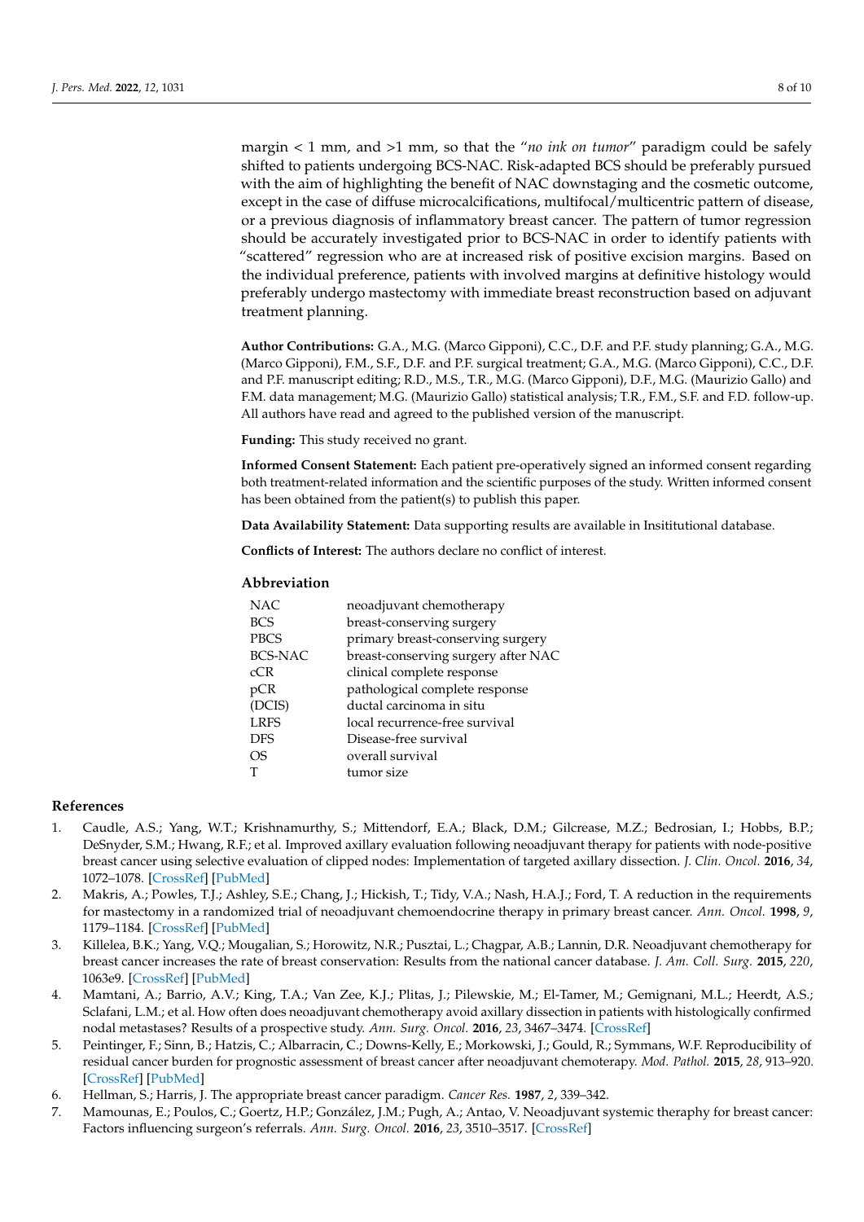margin < 1 mm, and >1 mm, so that the "*no ink on tumor*" paradigm could be safely shifted to patients undergoing BCS-NAC. Risk-adapted BCS should be preferably pursued with the aim of highlighting the benefit of NAC downstaging and the cosmetic outcome, except in the case of diffuse microcalcifications, multifocal/multicentric pattern of disease, or a previous diagnosis of inflammatory breast cancer. The pattern of tumor regression should be accurately investigated prior to BCS-NAC in order to identify patients with "scattered" regression who are at increased risk of positive excision margins. Based on the individual preference, patients with involved margins at definitive histology would preferably undergo mastectomy with immediate breast reconstruction based on adjuvant treatment planning.

**Author Contributions:** G.A., M.G. (Marco Gipponi), C.C., D.F. and P.F. study planning; G.A., M.G. (Marco Gipponi), F.M., S.F., D.F. and P.F. surgical treatment; G.A., M.G. (Marco Gipponi), C.C., D.F. and P.F. manuscript editing; R.D., M.S., T.R., M.G. (Marco Gipponi), D.F., M.G. (Maurizio Gallo) and F.M. data management; M.G. (Maurizio Gallo) statistical analysis; T.R., F.M., S.F. and F.D. follow-up. All authors have read and agreed to the published version of the manuscript.

**Funding:** This study received no grant.

**Informed Consent Statement:** Each patient pre-operatively signed an informed consent regarding both treatment-related information and the scientific purposes of the study. Written informed consent has been obtained from the patient(s) to publish this paper.

**Data Availability Statement:** Data supporting results are available in Insititutional database.

**Conflicts of Interest:** The authors declare no conflict of interest.

## Abbreviation

| | |
|---|---|
| NAC | neoadjuvant chemotherapy |
| BCS | breast-conserving surgery |
| PBCS | primary breast-conserving surgery |
| BCS-NAC | breast-conserving surgery after NAC |
| cCR | clinical complete response |
| pCR | pathological complete response |
| (DCIS) | ductal carcinoma in situ |
| LRFS | local recurrence-free survival |
| DFS | Disease-free survival |
| OS | overall survival |
| T | tumor size |

## References

1. Caudle, A.S.; Yang, W.T.; Krishnamurthy, S.; Mittendorf, E.A.; Black, D.M.; Gilcrease, M.Z.; Bedrosian, I.; Hobbs, B.P.; DeSnyder, S.M.; Hwang, R.F.; et al. Improved axillary evaluation following neoadjuvant therapy for patients with node-positive breast cancer using selective evaluation of clipped nodes: Implementation of targeted axillary dissection. *J. Clin. Oncol.* **2016**, *34*, 1072–1078. [CrossRef] [PubMed]
2. Makris, A.; Powles, T.J.; Ashley, S.E.; Chang, J.; Hickish, T.; Tidy, V.A.; Nash, H.A.J.; Ford, T. A reduction in the requirements for mastectomy in a randomized trial of neoadjuvant chemoendocrine therapy in primary breast cancer. *Ann. Oncol.* **1998**, *9*, 1179–1184. [CrossRef] [PubMed]
3. Killelea, B.K.; Yang, V.Q.; Mougalian, S.; Horowitz, N.R.; Pusztai, L.; Chagpar, A.B.; Lannin, D.R. Neoadjuvant chemotherapy for breast cancer increases the rate of breast conservation: Results from the national cancer database. *J. Am. Coll. Surg.* **2015**, *220*, 1063e9. [CrossRef] [PubMed]
4. Mamtani, A.; Barrio, A.V.; King, T.A.; Van Zee, K.J.; Plitas, J.; Pilewskie, M.; El-Tamer, M.; Gemignani, M.L.; Heerdt, A.S.; Sclafani, L.M.; et al. How often does neoadjuvant chemotherapy avoid axillary dissection in patients with histologically confirmed nodal metastases? Results of a prospective study. *Ann. Surg. Oncol.* **2016**, *23*, 3467–3474. [CrossRef]
5. Peintinger, F.; Sinn, B.; Hatzis, C.; Albarracin, C.; Downs-Kelly, E.; Morkowski, J.; Gould, R.; Symmans, W.F. Reproducibility of residual cancer burden for prognostic assessment of breast cancer after neoadjuvant chemoterapy. *Mod. Pathol.* **2015**, *28*, 913–920. [CrossRef] [PubMed]
6. Hellman, S.; Harris, J. The appropriate breast cancer paradigm. *Cancer Res.* **1987**, *2*, 339–342.
7. Mamounas, E.; Poulos, C.; Goertz, H.P.; González, J.M.; Pugh, A.; Antao, V. Neoadjuvant systemic theraphy for breast cancer: Factors influencing surgeon's referrals. *Ann. Surg. Oncol.* **2016**, *23*, 3510–3517. [CrossRef]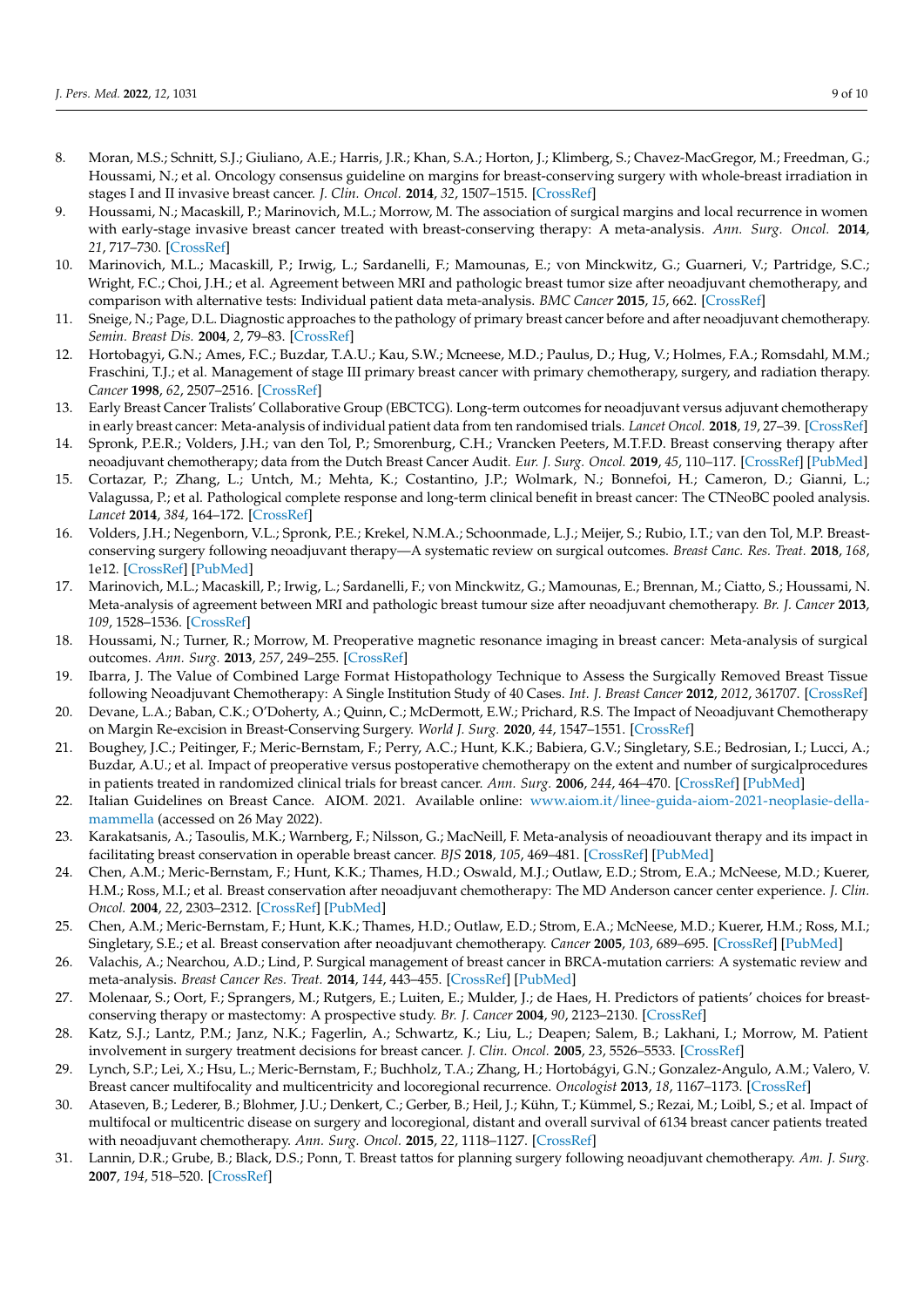8. Moran, M.S.; Schnitt, S.J.; Giuliano, A.E.; Harris, J.R.; Khan, S.A.; Horton, J.; Klimberg, S.; Chavez-MacGregor, M.; Freedman, G.; Houssami, N.; et al. Oncology consensus guideline on margins for breast-conserving surgery with whole-breast irradiation in stages I and II invasive breast cancer. *J. Clin. Oncol.* **2014**, *32*, 1507–1515. [CrossRef]
9. Houssami, N.; Macaskill, P.; Marinovich, M.L.; Morrow, M. The association of surgical margins and local recurrence in women with early-stage invasive breast cancer treated with breast-conserving therapy: A meta-analysis. *Ann. Surg. Oncol.* **2014**, *21*, 717–730. [CrossRef]
10. Marinovich, M.L.; Macaskill, P.; Irwig, L.; Sardanelli, F.; Mamounas, E.; von Minckwitz, G.; Guarneri, V.; Partridge, S.C.; Wright, F.C.; Choi, J.H.; et al. Agreement between MRI and pathologic breast tumor size after neoadjuvant chemotherapy, and comparison with alternative tests: Individual patient data meta-analysis. *BMC Cancer* **2015**, *15*, 662. [CrossRef]
11. Sneige, N.; Page, D.L. Diagnostic approaches to the pathology of primary breast cancer before and after neoadjuvant chemotherapy. *Semin. Breast Dis.* **2004**, *2*, 79–83. [CrossRef]
12. Hortobagyi, G.N.; Ames, F.C.; Buzdar, T.A.U.; Kau, S.W.; Mcneese, M.D.; Paulus, D.; Hug, V.; Holmes, F.A.; Romsdahl, M.M.; Fraschini, T.J.; et al. Management of stage III primary breast cancer with primary chemotherapy, surgery, and radiation therapy. *Cancer* **1998**, *62*, 2507–2516. [CrossRef]
13. Early Breast Cancer Tralists' Collaborative Group (EBCTCG). Long-term outcomes for neoadjuvant versus adjuvant chemotherapy in early breast cancer: Meta-analysis of individual patient data from ten randomised trials. *Lancet Oncol.* **2018**, *19*, 27–39. [CrossRef]
14. Spronk, P.E.R.; Volders, J.H.; van den Tol, P.; Smorenburg, C.H.; Vrancken Peeters, M.T.F.D. Breast conserving therapy after neoadjuvant chemotherapy; data from the Dutch Breast Cancer Audit. *Eur. J. Surg. Oncol.* **2019**, *45*, 110–117. [CrossRef] [PubMed]
15. Cortazar, P.; Zhang, L.; Untch, M.; Mehta, K.; Costantino, J.P.; Wolmark, N.; Bonnefoi, H.; Cameron, D.; Gianni, L.; Valagussa, P.; et al. Pathological complete response and long-term clinical benefit in breast cancer: The CTNeoBC pooled analysis. *Lancet* **2014**, *384*, 164–172. [CrossRef]
16. Volders, J.H.; Negenborn, V.L.; Spronk, P.E.; Krekel, N.M.A.; Schoonmade, L.J.; Meijer, S.; Rubio, I.T.; van den Tol, M.P. Breast-conserving surgery following neoadjuvant therapy—A systematic review on surgical outcomes. *Breast Canc. Res. Treat.* **2018**, *168*, 1e12. [CrossRef] [PubMed]
17. Marinovich, M.L.; Macaskill, P.; Irwig, L.; Sardanelli, F.; von Minckwitz, G.; Mamounas, E.; Brennan, M.; Ciatto, S.; Houssami, N. Meta-analysis of agreement between MRI and pathologic breast tumour size after neoadjuvant chemotherapy. *Br. J. Cancer* **2013**, *109*, 1528–1536. [CrossRef]
18. Houssami, N.; Turner, R.; Morrow, M. Preoperative magnetic resonance imaging in breast cancer: Meta-analysis of surgical outcomes. *Ann. Surg.* **2013**, *257*, 249–255. [CrossRef]
19. Ibarra, J. The Value of Combined Large Format Histopathology Technique to Assess the Surgically Removed Breast Tissue following Neoadjuvant Chemotherapy: A Single Institution Study of 40 Cases. *Int. J. Breast Cancer* **2012**, *2012*, 361707. [CrossRef]
20. Devane, L.A.; Baban, C.K.; O'Doherty, A.; Quinn, C.; McDermott, E.W.; Prichard, R.S. The Impact of Neoadjuvant Chemotherapy on Margin Re-excision in Breast-Conserving Surgery. *World J. Surg.* **2020**, *44*, 1547–1551. [CrossRef]
21. Boughey, J.C.; Peitinger, F.; Meric-Bernstam, F.; Perry, A.C.; Hunt, K.K.; Babiera, G.V.; Singletary, S.E.; Bedrosian, I.; Lucci, A.; Buzdar, A.U.; et al. Impact of preoperative versus postoperative chemotherapy on the extent and number of surgicalprocedures in patients treated in randomized clinical trials for breast cancer. *Ann. Surg.* **2006**, *244*, 464–470. [CrossRef] [PubMed]
22. Italian Guidelines on Breast Cance. AIOM. 2021. Available online: www.aiom.it/linee-guida-aiom-2021-neoplasie-della-mammella (accessed on 26 May 2022).
23. Karakatsanis, A.; Tasoulis, M.K.; Warnberg, F.; Nilsson, G.; MacNeill, F. Meta-analysis of neoadiouvant therapy and its impact in facilitating breast conservation in operable breast cancer. *BJS* **2018**, *105*, 469–481. [CrossRef] [PubMed]
24. Chen, A.M.; Meric-Bernstam, F.; Hunt, K.K.; Thames, H.D.; Oswald, M.J.; Outlaw, E.D.; Strom, E.A.; McNeese, M.D.; Kuerer, H.M.; Ross, M.I.; et al. Breast conservation after neoadjuvant chemotherapy: The MD Anderson cancer center experience. *J. Clin. Oncol.* **2004**, *22*, 2303–2312. [CrossRef] [PubMed]
25. Chen, A.M.; Meric-Bernstam, F.; Hunt, K.K.; Thames, H.D.; Outlaw, E.D.; Strom, E.A.; McNeese, M.D.; Kuerer, H.M.; Ross, M.I.; Singletary, S.E.; et al. Breast conservation after neoadjuvant chemotherapy. *Cancer* **2005**, *103*, 689–695. [CrossRef] [PubMed]
26. Valachis, A.; Nearchou, A.D.; Lind, P. Surgical management of breast cancer in BRCA-mutation carriers: A systematic review and meta-analysis. *Breast Cancer Res. Treat.* **2014**, *144*, 443–455. [CrossRef] [PubMed]
27. Molenaar, S.; Oort, F.; Sprangers, M.; Rutgers, E.; Luiten, E.; Mulder, J.; de Haes, H. Predictors of patients' choices for breast-conserving therapy or mastectomy: A prospective study. *Br. J. Cancer* **2004**, *90*, 2123–2130. [CrossRef]
28. Katz, S.J.; Lantz, P.M.; Janz, N.K.; Fagerlin, A.; Schwartz, K.; Liu, L.; Deapen; Salem, B.; Lakhani, I.; Morrow, M. Patient involvement in surgery treatment decisions for breast cancer. *J. Clin. Oncol.* **2005**, *23*, 5526–5533. [CrossRef]
29. Lynch, S.P.; Lei, X.; Hsu, L.; Meric-Bernstam, F.; Buchholz, T.A.; Zhang, H.; Hortobágyi, G.N.; Gonzalez-Angulo, A.M.; Valero, V. Breast cancer multifocality and multicentricity and locoregional recurrence. *Oncologist* **2013**, *18*, 1167–1173. [CrossRef]
30. Ataseven, B.; Lederer, B.; Blohmer, J.U.; Denkert, C.; Gerber, B.; Heil, J.; Kühn, T.; Kümmel, S.; Rezai, M.; Loibl, S.; et al. Impact of multifocal or multicentric disease on surgery and locoregional, distant and overall survival of 6134 breast cancer patients treated with neoadjuvant chemotherapy. *Ann. Surg. Oncol.* **2015**, *22*, 1118–1127. [CrossRef]
31. Lannin, D.R.; Grube, B.; Black, D.S.; Ponn, T. Breast tattos for planning surgery following neoadjuvant chemotherapy. *Am. J. Surg.* **2007**, *194*, 518–520. [CrossRef]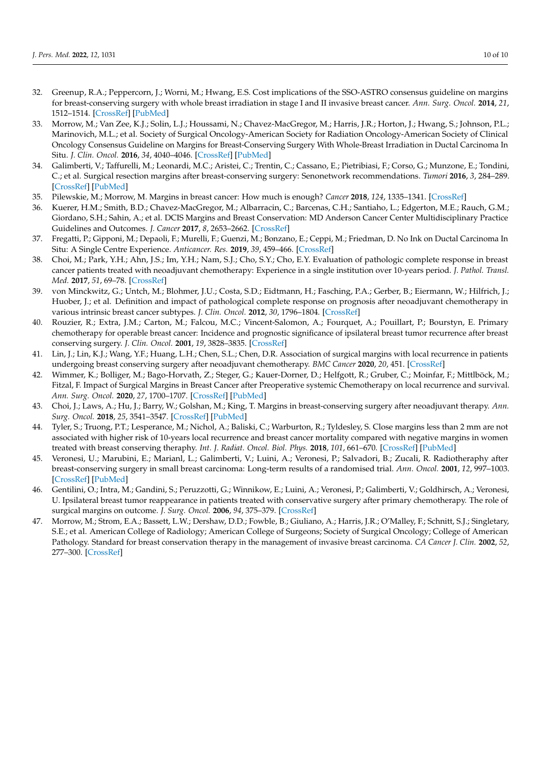32. Greenup, R.A.; Peppercorn, J.; Worni, M.; Hwang, E.S. Cost implications of the SSO-ASTRO consensus guideline on margins for breast-conserving surgery with whole breast irradiation in stage I and II invasive breast cancer. *Ann. Surg. Oncol.* **2014**, *21*, 1512–1514. [CrossRef] [PubMed]
33. Morrow, M.; Van Zee, K.J.; Solin, L.J.; Houssami, N.; Chavez-MacGregor, M.; Harris, J.R.; Horton, J.; Hwang, S.; Johnson, P.L.; Marinovich, M.L.; et al. Society of Surgical Oncology-American Society for Radiation Oncology-American Society of Clinical Oncology Consensus Guideline on Margins for Breast-Conserving Surgery With Whole-Breast Irradiation in Ductal Carcinoma In Situ. *J. Clin. Oncol.* **2016**, *34*, 4040–4046. [CrossRef] [PubMed]
34. Galimberti, V.; Taffurelli, M.; Leonardi, M.C.; Aristei, C.; Trentin, C.; Cassano, E.; Pietribiasi, F.; Corso, G.; Munzone, E.; Tondini, C.; et al. Surgical resection margins after breast-conserving surgery: Senonetwork recommendations. *Tumori* **2016**, *3*, 284–289. [CrossRef] [PubMed]
35. Pilewskie, M.; Morrow, M. Margins in breast cancer: How much is enough? *Cancer* **2018**, *124*, 1335–1341. [CrossRef]
36. Kuerer, H.M.; Smith, B.D.; Chavez-MacGregor, M.; Albarracin, C.; Barcenas, C.H.; Santiaho, L.; Edgerton, M.E.; Rauch, G.M.; Giordano, S.H.; Sahin, A.; et al. DCIS Margins and Breast Conservation: MD Anderson Cancer Center Multidisciplinary Practice Guidelines and Outcomes. *J. Cancer* **2017**, *8*, 2653–2662. [CrossRef]
37. Fregatti, P.; Gipponi, M.; Depaoli, F.; Murelli, F.; Guenzi, M.; Bonzano, E.; Ceppi, M.; Friedman, D. No Ink on Ductal Carcinoma In Situ: A Single Centre Experience. *Anticancer. Res.* **2019**, *39*, 459–466. [CrossRef]
38. Choi, M.; Park, Y.H.; Ahn, J.S.; Im, Y.H.; Nam, S.J.; Cho, S.Y.; Cho, E.Y. Evaluation of pathologic complete response in breast cancer patients treated with neoadjuvant chemotherapy: Experience in a single institution over 10-years period. *J. Pathol. Transl. Med.* **2017**, *51*, 69–78. [CrossRef]
39. von Minckwitz, G.; Untch, M.; Blohmer, J.U.; Costa, S.D.; Eidtmann, H.; Fasching, P.A.; Gerber, B.; Eiermann, W.; Hilfrich, J.; Huober, J.; et al. Definition and impact of pathological complete response on prognosis after neoadjuvant chemotherapy in various intrinsic breast cancer subtypes. *J. Clin. Oncol.* **2012**, *30*, 1796–1804. [CrossRef]
40. Rouzier, R.; Extra, J.M.; Carton, M.; Falcou, M.C.; Vincent-Salomon, A.; Fourquet, A.; Pouillart, P.; Bourstyn, E. Primary chemotherapy for operable breast cancer: Incidence and prognostic significance of ipsilateral breast tumor recurrence after breast conserving surgery. *J. Clin. Oncol.* **2001**, *19*, 3828–3835. [CrossRef]
41. Lin, J.; Lin, K.J.; Wang, Y.F.; Huang, L.H.; Chen, S.L.; Chen, D.R. Association of surgical margins with local recurrence in patients undergoing breast conserving surgery after neoadjuvant chemotherapy. *BMC Cancer* **2020**, *20*, 451. [CrossRef]
42. Wimmer, K.; Bolliger, M.; Bago-Horvath, Z.; Steger, G.; Kauer-Dorner, D.; Helfgott, R.; Gruber, C.; Moinfar, F.; Mittlböck, M.; Fitzal, F. Impact of Surgical Margins in Breast Cancer after Preoperative systemic Chemotherapy on local recurrence and survival. *Ann. Surg. Oncol.* **2020**, *27*, 1700–1707. [CrossRef] [PubMed]
43. Choi, J.; Laws, A.; Hu, J.; Barry, W.; Golshan, M.; King, T. Margins in breast-conserving surgery after neoadjuvant therapy. *Ann. Surg. Oncol.* **2018**, *25*, 3541–3547. [CrossRef] [PubMed]
44. Tyler, S.; Truong, P.T.; Lesperance, M.; Nichol, A.; Baliski, C.; Warburton, R.; Tyldesley, S. Close margins less than 2 mm are not associated with higher risk of 10-years local recurrence and breast cancer mortality compared with negative margins in women treated with breast conserving theraphy. *Int. J. Radiat. Oncol. Biol. Phys.* **2018**, *101*, 661–670. [CrossRef] [PubMed]
45. Veronesi, U.; Marubini, E.; Marianl, L.; Galimberti, V.; Luini, A.; Veronesi, P.; Salvadori, B.; Zucali, R. Radiotheraphy after breast-conserving surgery in small breast carcinoma: Long-term results of a randomised trial. *Ann. Oncol.* **2001**, *12*, 997–1003. [CrossRef] [PubMed]
46. Gentilini, O.; Intra, M.; Gandini, S.; Peruzzotti, G.; Winnikow, E.; Luini, A.; Veronesi, P.; Galimberti, V.; Goldhirsch, A.; Veronesi, U. Ipsilateral breast tumor reappearance in patients treated with conservative surgery after primary chemotherapy. The role of surgical margins on outcome. *J. Surg. Oncol.* **2006**, *94*, 375–379. [CrossRef]
47. Morrow, M.; Strom, E.A.; Bassett, L.W.; Dershaw, D.D.; Fowble, B.; Giuliano, A.; Harris, J.R.; O'Malley, F.; Schnitt, S.J.; Singletary, S.E.; et al. American College of Radiology; American College of Surgeons; Society of Surgical Oncology; College of American Pathology. Standard for breast conservation therapy in the management of invasive breast carcinoma. *CA Cancer J. Clin.* **2002**, *52*, 277–300. [CrossRef]